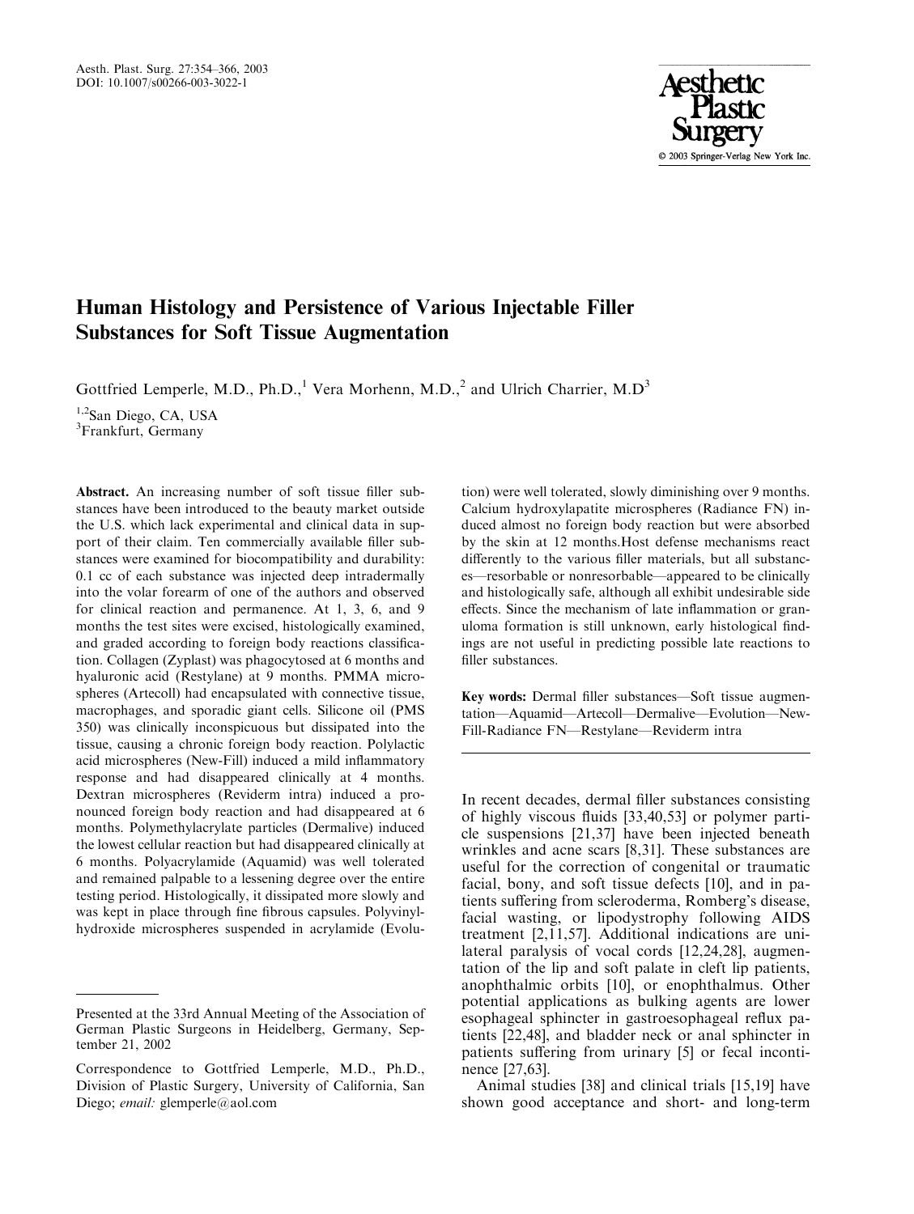# Human Histology and Persistence of Various Injectable Filler Substances for Soft Tissue Augmentation

Gottfried Lemperle, M.D., Ph.D.,[1] Vera Morhenn, M.D.,[2] and Ulrich Charrier, M.D[3]

[1,2]San Diego, CA, USA
[3]Frankfurt, Germany

**Abstract.** An increasing number of soft tissue filler substances have been introduced to the beauty market outside the U.S. which lack experimental and clinical data in support of their claim. Ten commercially available filler substances were examined for biocompatibility and durability: 0.1 cc of each substance was injected deep intradermally into the volar forearm of one of the authors and observed for clinical reaction and permanence. At 1, 3, 6, and 9 months the test sites were excised, histologically examined, and graded according to foreign body reactions classification. Collagen (Zyplast) was phagocytosed at 6 months and hyaluronic acid (Restylane) at 9 months. PMMA microspheres (Artecoll) had encapsulated with connective tissue, macrophages, and sporadic giant cells. Silicone oil (PMS 350) was clinically inconspicuous but dissipated into the tissue, causing a chronic foreign body reaction. Polylactic acid microspheres (New-Fill) induced a mild inflammatory response and had disappeared clinically at 4 months. Dextran microspheres (Reviderm intra) induced a pronounced foreign body reaction and had disappeared at 6 months. Polymethylacrylate particles (Dermalive) induced the lowest cellular reaction but had disappeared clinically at 6 months. Polyacrylamide (Aquamid) was well tolerated and remained palpable to a lessening degree over the entire testing period. Histologically, it dissipated more slowly and was kept in place through fine fibrous capsules. Polyvinylhydroxide microspheres suspended in acrylamide (Evolution) were well tolerated, slowly diminishing over 9 months. Calcium hydroxylapatite microspheres (Radiance FN) induced almost no foreign body reaction but were absorbed by the skin at 12 months.Host defense mechanisms react differently to the various filler materials, but all substances—resorbable or nonresorbable—appeared to be clinically and histologically safe, although all exhibit undesirable side effects. Since the mechanism of late inflammation or granuloma formation is still unknown, early histological findings are not useful in predicting possible late reactions to filler substances.

**Key words:** Dermal filler substances—Soft tissue augmentation—Aquamid—Artecoll—Dermalive—Evolution—New-Fill-Radiance FN—Restylane—Reviderm intra

Presented at the 33rd Annual Meeting of the Association of German Plastic Surgeons in Heidelberg, Germany, September 21, 2002

Correspondence to Gottfried Lemperle, M.D., Ph.D., Division of Plastic Surgery, University of California, San Diego; *email:* glemperle@aol.com

In recent decades, dermal filler substances consisting of highly viscous fluids [33,40,53] or polymer particle suspensions [21,37] have been injected beneath wrinkles and acne scars [8,31]. These substances are useful for the correction of congenital or traumatic facial, bony, and soft tissue defects [10], and in patients suffering from scleroderma, Romberg's disease, facial wasting, or lipodystrophy following AIDS treatment [2,11,57]. Additional indications are unilateral paralysis of vocal cords [12,24,28], augmentation of the lip and soft palate in cleft lip patients, anophthalmic orbits [10], or enophthalmus. Other potential applications as bulking agents are lower esophageal sphincter in gastroesophageal reflux patients [22,48], and bladder neck or anal sphincter in patients suffering from urinary [5] or fecal incontinence [27,63].

Animal studies [38] and clinical trials [15,19] have shown good acceptance and short- and long-term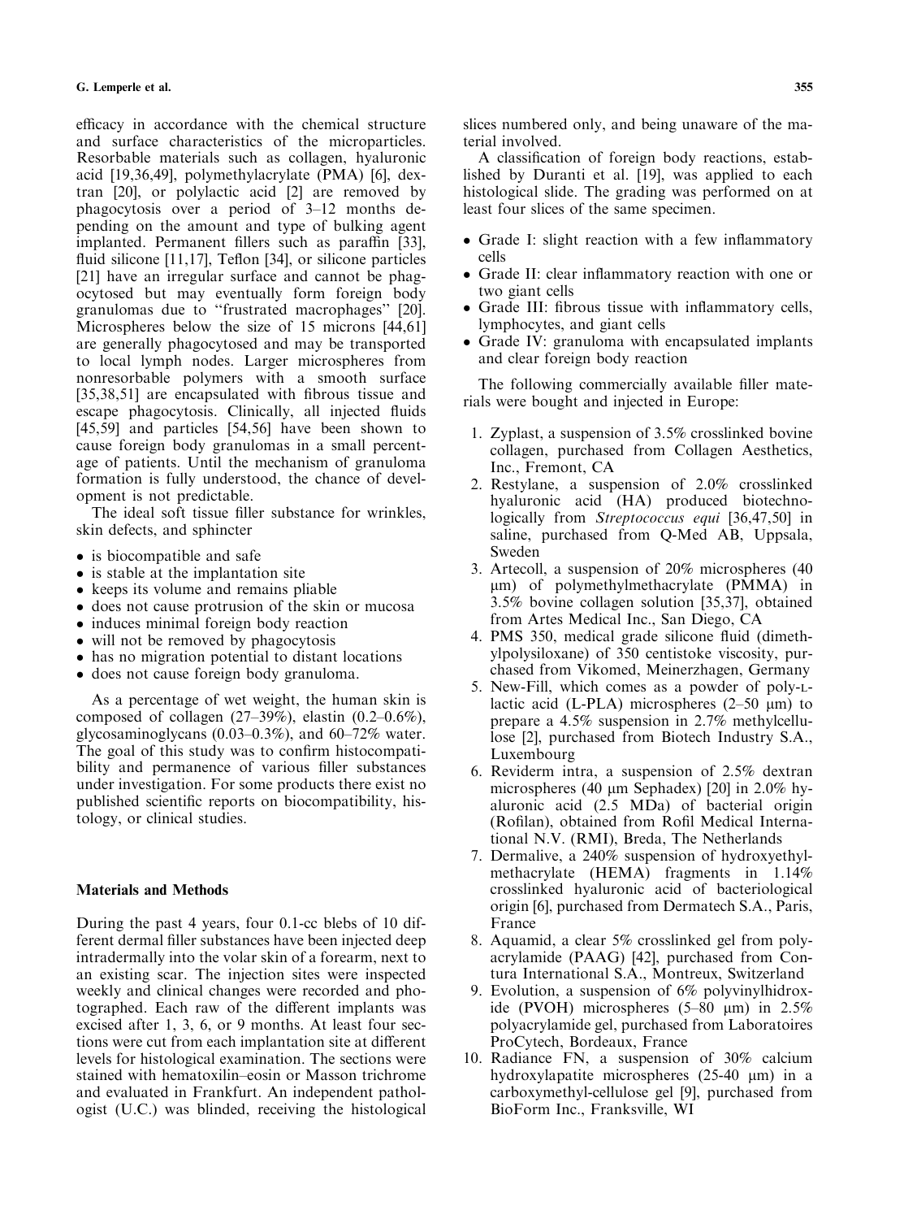efficacy in accordance with the chemical structure and surface characteristics of the microparticles. Resorbable materials such as collagen, hyaluronic acid [19,36,49], polymethylacrylate (PMA) [6], dextran [20], or polylactic acid [2] are removed by phagocytosis over a period of 3–12 months depending on the amount and type of bulking agent implanted. Permanent fillers such as paraffin [33], fluid silicone [11,17], Teflon [34], or silicone particles [21] have an irregular surface and cannot be phagocytosed but may eventually form foreign body granulomas due to "frustrated macrophages" [20]. Microspheres below the size of 15 microns [44,61] are generally phagocytosed and may be transported to local lymph nodes. Larger microspheres from nonresorbable polymers with a smooth surface [35,38,51] are encapsulated with fibrous tissue and escape phagocytosis. Clinically, all injected fluids [45,59] and particles [54,56] have been shown to cause foreign body granulomas in a small percentage of patients. Until the mechanism of granuloma formation is fully understood, the chance of development is not predictable.

The ideal soft tissue filler substance for wrinkles, skin defects, and sphincter

- is biocompatible and safe
- is stable at the implantation site
- keeps its volume and remains pliable
- does not cause protrusion of the skin or mucosa
- induces minimal foreign body reaction
- will not be removed by phagocytosis
- has no migration potential to distant locations
- does not cause foreign body granuloma.

As a percentage of wet weight, the human skin is composed of collagen (27–39%), elastin (0.2–0.6%), glycosaminoglycans (0.03–0.3%), and 60–72% water. The goal of this study was to confirm histocompatibility and permanence of various filler substances under investigation. For some products there exist no published scientific reports on biocompatibility, histology, or clinical studies.

## Materials and Methods

During the past 4 years, four 0.1-cc blebs of 10 different dermal filler substances have been injected deep intradermally into the volar skin of a forearm, next to an existing scar. The injection sites were inspected weekly and clinical changes were recorded and photographed. Each raw of the different implants was excised after 1, 3, 6, or 9 months. At least four sections were cut from each implantation site at different levels for histological examination. The sections were stained with hematoxilin–eosin or Masson trichrome and evaluated in Frankfurt. An independent pathologist (U.C.) was blinded, receiving the histological slices numbered only, and being unaware of the material involved.

A classification of foreign body reactions, established by Duranti et al. [19], was applied to each histological slide. The grading was performed on at least four slices of the same specimen.

- Grade I: slight reaction with a few inflammatory cells
- Grade II: clear inflammatory reaction with one or two giant cells
- Grade III: fibrous tissue with inflammatory cells, lymphocytes, and giant cells
- Grade IV: granuloma with encapsulated implants and clear foreign body reaction

The following commercially available filler materials were bought and injected in Europe:

1. Zyplast, a suspension of 3.5% crosslinked bovine collagen, purchased from Collagen Aesthetics, Inc., Fremont, CA
2. Restylane, a suspension of 2.0% crosslinked hyaluronic acid (HA) produced biotechnologically from *Streptococcus equi* [36,47,50] in saline, purchased from Q-Med AB, Uppsala, Sweden
3. Artecoll, a suspension of 20% microspheres (40 μm) of polymethylmethacrylate (PMMA) in 3.5% bovine collagen solution [35,37], obtained from Artes Medical Inc., San Diego, CA
4. PMS 350, medical grade silicone fluid (dimethylpolysiloxane) of 350 centistoke viscosity, purchased from Vikomed, Meinerzhagen, Germany
5. New-Fill, which comes as a powder of poly-L-lactic acid (L-PLA) microspheres (2–50 μm) to prepare a 4.5% suspension in 2.7% methylcellulose [2], purchased from Biotech Industry S.A., Luxembourg
6. Reviderm intra, a suspension of 2.5% dextran microspheres (40 μm Sephadex) [20] in 2.0% hyaluronic acid (2.5 MDa) of bacterial origin (Rofilan), obtained from Rofil Medical International N.V. (RMI), Breda, The Netherlands
7. Dermalive, a 240% suspension of hydroxyethylmethacrylate (HEMA) fragments in 1.14% crosslinked hyaluronic acid of bacteriological origin [6], purchased from Dermatech S.A., Paris, France
8. Aquamid, a clear 5% crosslinked gel from polyacrylamide (PAAG) [42], purchased from Contura International S.A., Montreux, Switzerland
9. Evolution, a suspension of 6% polyvinylhidroxide (PVOH) microspheres (5–80 μm) in 2.5% polyacrylamide gel, purchased from Laboratoires ProCytech, Bordeaux, France
10. Radiance FN, a suspension of 30% calcium hydroxylapatite microspheres (25-40 μm) in a carboxymethyl-cellulose gel [9], purchased from BioForm Inc., Franksville, WI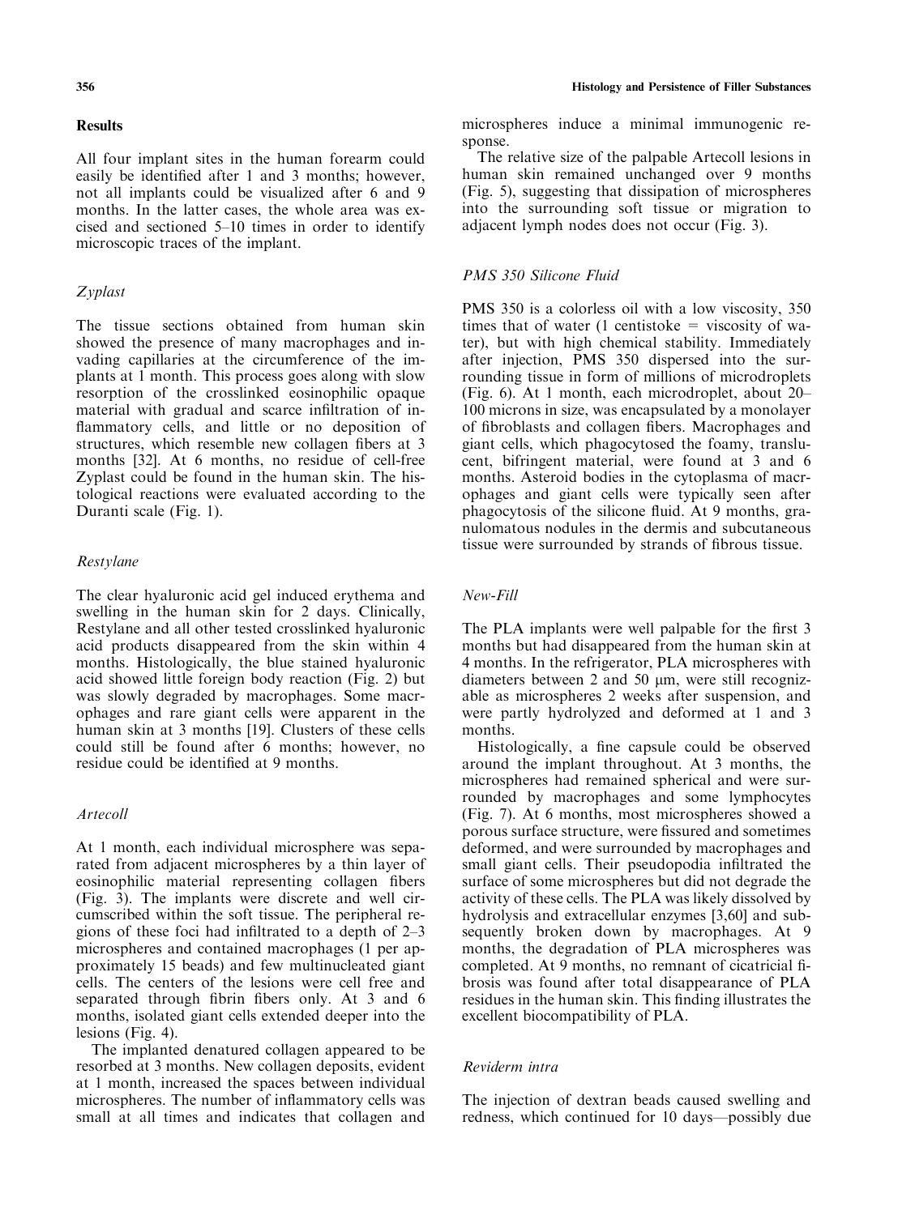## Results

All four implant sites in the human forearm could easily be identified after 1 and 3 months; however, not all implants could be visualized after 6 and 9 months. In the latter cases, the whole area was excised and sectioned 5–10 times in order to identify microscopic traces of the implant.

### *Zyplast*

The tissue sections obtained from human skin showed the presence of many macrophages and invading capillaries at the circumference of the implants at 1 month. This process goes along with slow resorption of the crosslinked eosinophilic opaque material with gradual and scarce infiltration of inflammatory cells, and little or no deposition of structures, which resemble new collagen fibers at 3 months [32]. At 6 months, no residue of cell-free Zyplast could be found in the human skin. The histological reactions were evaluated according to the Duranti scale (Fig. 1).

### *Restylane*

The clear hyaluronic acid gel induced erythema and swelling in the human skin for 2 days. Clinically, Restylane and all other tested crosslinked hyaluronic acid products disappeared from the skin within 4 months. Histologically, the blue stained hyaluronic acid showed little foreign body reaction (Fig. 2) but was slowly degraded by macrophages. Some macrophages and rare giant cells were apparent in the human skin at 3 months [19]. Clusters of these cells could still be found after 6 months; however, no residue could be identified at 9 months.

### *Artecoll*

At 1 month, each individual microsphere was separated from adjacent microspheres by a thin layer of eosinophilic material representing collagen fibers (Fig. 3). The implants were discrete and well circumscribed within the soft tissue. The peripheral regions of these foci had infiltrated to a depth of 2–3 microspheres and contained macrophages (1 per approximately 15 beads) and few multinucleated giant cells. The centers of the lesions were cell free and separated through fibrin fibers only. At 3 and 6 months, isolated giant cells extended deeper into the lesions (Fig. 4).

The implanted denatured collagen appeared to be resorbed at 3 months. New collagen deposits, evident at 1 month, increased the spaces between individual microspheres. The number of inflammatory cells was small at all times and indicates that collagen and microspheres induce a minimal immunogenic response.

The relative size of the palpable Artecoll lesions in human skin remained unchanged over 9 months (Fig. 5), suggesting that dissipation of microspheres into the surrounding soft tissue or migration to adjacent lymph nodes does not occur (Fig. 3).

### *PMS 350 Silicone Fluid*

PMS 350 is a colorless oil with a low viscosity, 350 times that of water (1 centistoke = viscosity of water), but with high chemical stability. Immediately after injection, PMS 350 dispersed into the surrounding tissue in form of millions of microdroplets (Fig. 6). At 1 month, each microdroplet, about 20–100 microns in size, was encapsulated by a monolayer of fibroblasts and collagen fibers. Macrophages and giant cells, which phagocytosed the foamy, translucent, bifringent material, were found at 3 and 6 months. Asteroid bodies in the cytoplasma of macrophages and giant cells were typically seen after phagocytosis of the silicone fluid. At 9 months, granulomatous nodules in the dermis and subcutaneous tissue were surrounded by strands of fibrous tissue.

### *New-Fill*

The PLA implants were well palpable for the first 3 months but had disappeared from the human skin at 4 months. In the refrigerator, PLA microspheres with diameters between 2 and 50 μm, were still recognizable as microspheres 2 weeks after suspension, and were partly hydrolyzed and deformed at 1 and 3 months.

Histologically, a fine capsule could be observed around the implant throughout. At 3 months, the microspheres had remained spherical and were surrounded by macrophages and some lymphocytes (Fig. 7). At 6 months, most microspheres showed a porous surface structure, were fissured and sometimes deformed, and were surrounded by macrophages and small giant cells. Their pseudopodia infiltrated the surface of some microspheres but did not degrade the activity of these cells. The PLA was likely dissolved by hydrolysis and extracellular enzymes [3,60] and subsequently broken down by macrophages. At 9 months, the degradation of PLA microspheres was completed. At 9 months, no remnant of cicatricial fibrosis was found after total disappearance of PLA residues in the human skin. This finding illustrates the excellent biocompatibility of PLA.

### *Reviderm intra*

The injection of dextran beads caused swelling and redness, which continued for 10 days—possibly due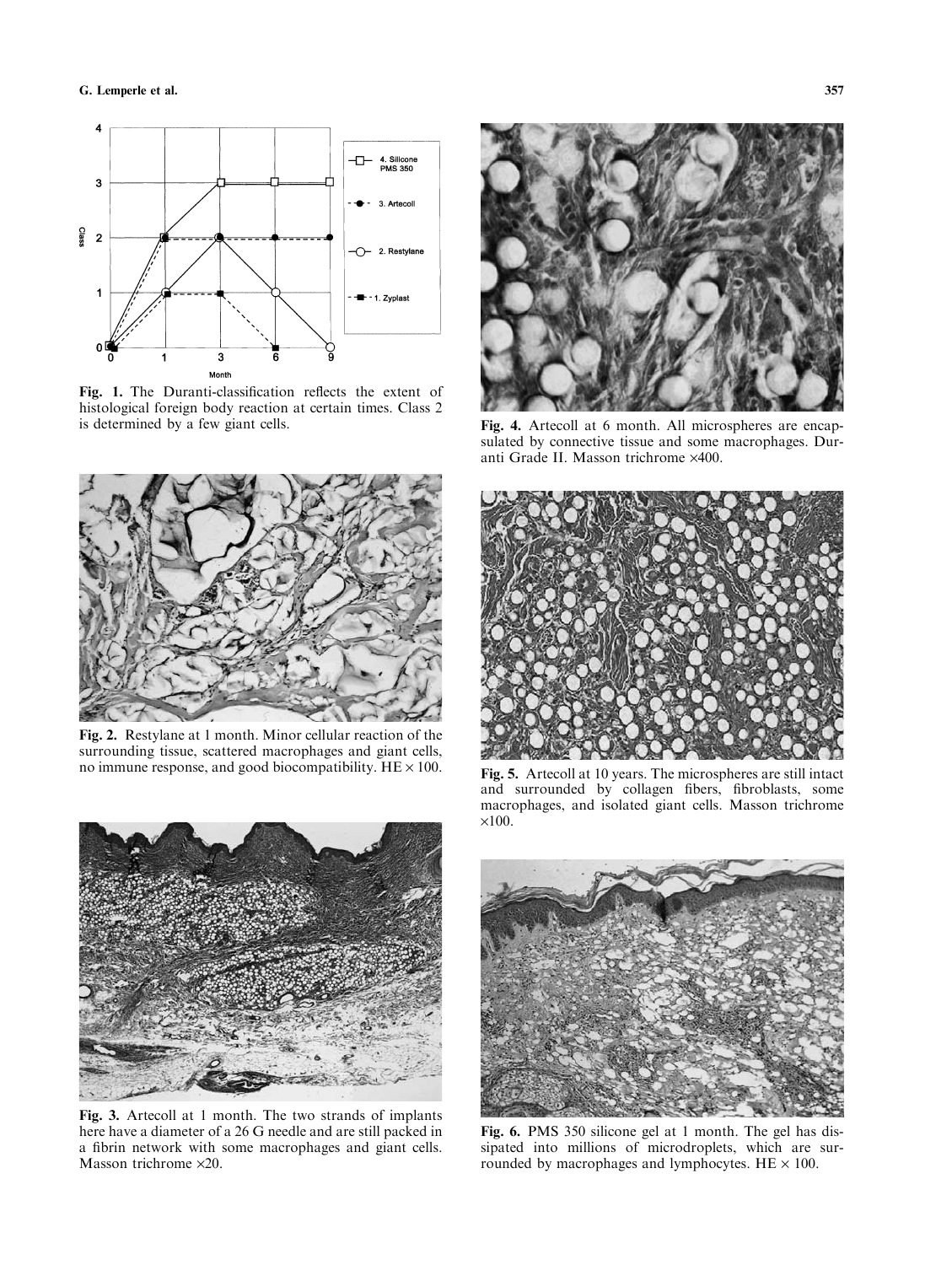Fig. 1. The Duranti-classification reflects the extent of histological foreign body reaction at certain times. Class 2 is determined by a few giant cells.

Fig. 2. Restylane at 1 month. Minor cellular reaction of the surrounding tissue, scattered macrophages and giant cells, no immune response, and good biocompatibility. HE × 100.

Fig. 3. Artecoll at 1 month. The two strands of implants here have a diameter of a 26 G needle and are still packed in a fibrin network with some macrophages and giant cells. Masson trichrome ×20.

Fig. 4. Artecoll at 6 month. All microspheres are encapsulated by connective tissue and some macrophages. Duranti Grade II. Masson trichrome ×400.

Fig. 5. Artecoll at 10 years. The microspheres are still intact and surrounded by collagen fibers, fibroblasts, some macrophages, and isolated giant cells. Masson trichrome ×100.

Fig. 6. PMS 350 silicone gel at 1 month. The gel has dissipated into millions of microdroplets, which are surrounded by macrophages and lymphocytes. HE × 100.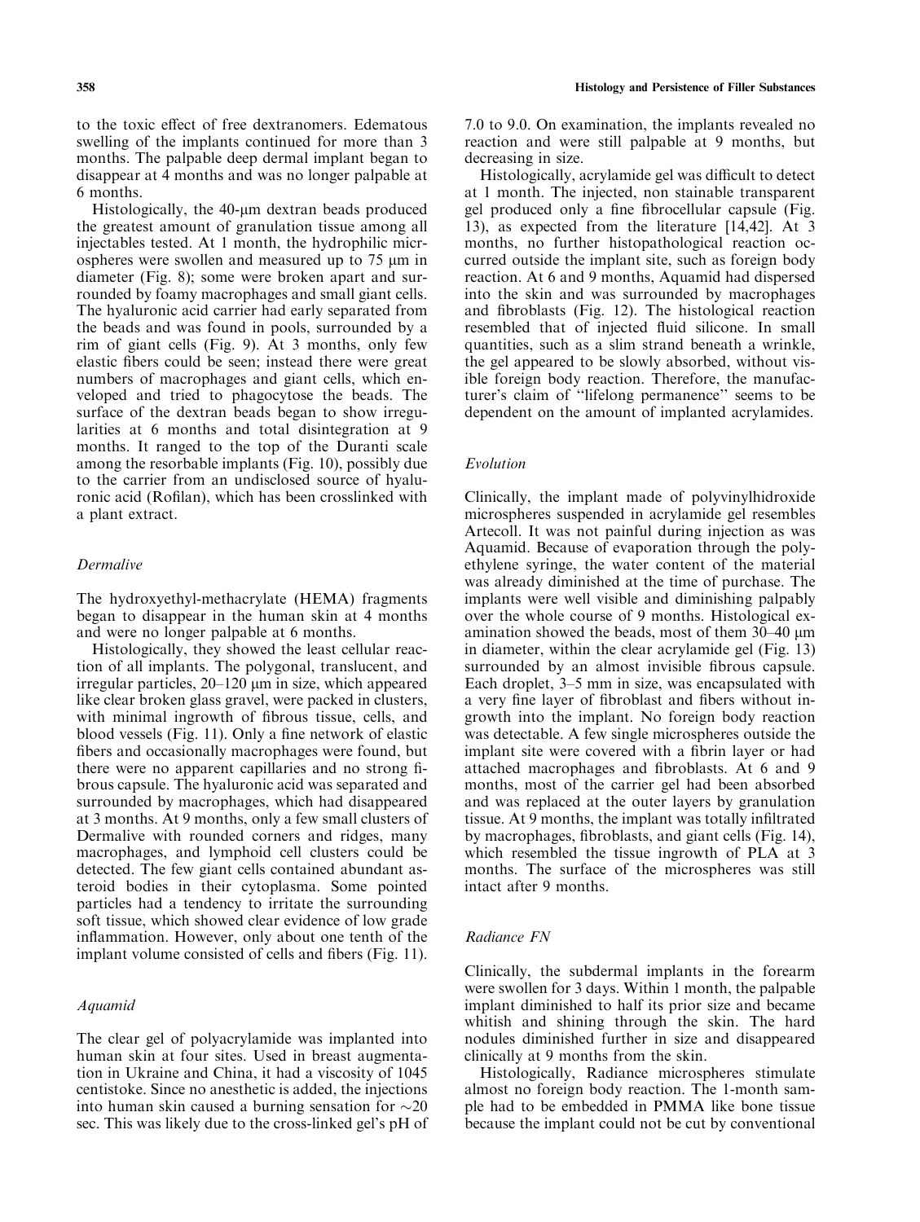to the toxic effect of free dextranomers. Edematous swelling of the implants continued for more than 3 months. The palpable deep dermal implant began to disappear at 4 months and was no longer palpable at 6 months.

Histologically, the 40-μm dextran beads produced the greatest amount of granulation tissue among all injectables tested. At 1 month, the hydrophilic microspheres were swollen and measured up to 75 μm in diameter (Fig. 8); some were broken apart and surrounded by foamy macrophages and small giant cells. The hyaluronic acid carrier had early separated from the beads and was found in pools, surrounded by a rim of giant cells (Fig. 9). At 3 months, only few elastic fibers could be seen; instead there were great numbers of macrophages and giant cells, which enveloped and tried to phagocytose the beads. The surface of the dextran beads began to show irregularities at 6 months and total disintegration at 9 months. It ranged to the top of the Duranti scale among the resorbable implants (Fig. 10), possibly due to the carrier from an undisclosed source of hyaluronic acid (Rofilan), which has been crosslinked with a plant extract.

### *Dermalive*

The hydroxyethyl-methacrylate (HEMA) fragments began to disappear in the human skin at 4 months and were no longer palpable at 6 months.

Histologically, they showed the least cellular reaction of all implants. The polygonal, translucent, and irregular particles, 20–120 μm in size, which appeared like clear broken glass gravel, were packed in clusters, with minimal ingrowth of fibrous tissue, cells, and blood vessels (Fig. 11). Only a fine network of elastic fibers and occasionally macrophages were found, but there were no apparent capillaries and no strong fibrous capsule. The hyaluronic acid was separated and surrounded by macrophages, which had disappeared at 3 months. At 9 months, only a few small clusters of Dermalive with rounded corners and ridges, many macrophages, and lymphoid cell clusters could be detected. The few giant cells contained abundant asteroid bodies in their cytoplasma. Some pointed particles had a tendency to irritate the surrounding soft tissue, which showed clear evidence of low grade inflammation. However, only about one tenth of the implant volume consisted of cells and fibers (Fig. 11).

### *Aquamid*

The clear gel of polyacrylamide was implanted into human skin at four sites. Used in breast augmentation in Ukraine and China, it had a viscosity of 1045 centistoke. Since no anesthetic is added, the injections into human skin caused a burning sensation for ~20 sec. This was likely due to the cross-linked gel's pH of 7.0 to 9.0. On examination, the implants revealed no reaction and were still palpable at 9 months, but decreasing in size.

Histologically, acrylamide gel was difficult to detect at 1 month. The injected, non stainable transparent gel produced only a fine fibrocellular capsule (Fig. 13), as expected from the literature [14,42]. At 3 months, no further histopathological reaction occurred outside the implant site, such as foreign body reaction. At 6 and 9 months, Aquamid had dispersed into the skin and was surrounded by macrophages and fibroblasts (Fig. 12). The histological reaction resembled that of injected fluid silicone. In small quantities, such as a slim strand beneath a wrinkle, the gel appeared to be slowly absorbed, without visible foreign body reaction. Therefore, the manufacturer's claim of "lifelong permanence" seems to be dependent on the amount of implanted acrylamides.

### *Evolution*

Clinically, the implant made of polyvinylhidroxide microspheres suspended in acrylamide gel resembles Artecoll. It was not painful during injection as was Aquamid. Because of evaporation through the polyethylene syringe, the water content of the material was already diminished at the time of purchase. The implants were well visible and diminishing palpably over the whole course of 9 months. Histological examination showed the beads, most of them 30–40 μm in diameter, within the clear acrylamide gel (Fig. 13) surrounded by an almost invisible fibrous capsule. Each droplet, 3–5 mm in size, was encapsulated with a very fine layer of fibroblast and fibers without ingrowth into the implant. No foreign body reaction was detectable. A few single microspheres outside the implant site were covered with a fibrin layer or had attached macrophages and fibroblasts. At 6 and 9 months, most of the carrier gel had been absorbed and was replaced at the outer layers by granulation tissue. At 9 months, the implant was totally infiltrated by macrophages, fibroblasts, and giant cells (Fig. 14), which resembled the tissue ingrowth of PLA at 3 months. The surface of the microspheres was still intact after 9 months.

### *Radiance FN*

Clinically, the subdermal implants in the forearm were swollen for 3 days. Within 1 month, the palpable implant diminished to half its prior size and became whitish and shining through the skin. The hard nodules diminished further in size and disappeared clinically at 9 months from the skin.

Histologically, Radiance microspheres stimulate almost no foreign body reaction. The 1-month sample had to be embedded in PMMA like bone tissue because the implant could not be cut by conventional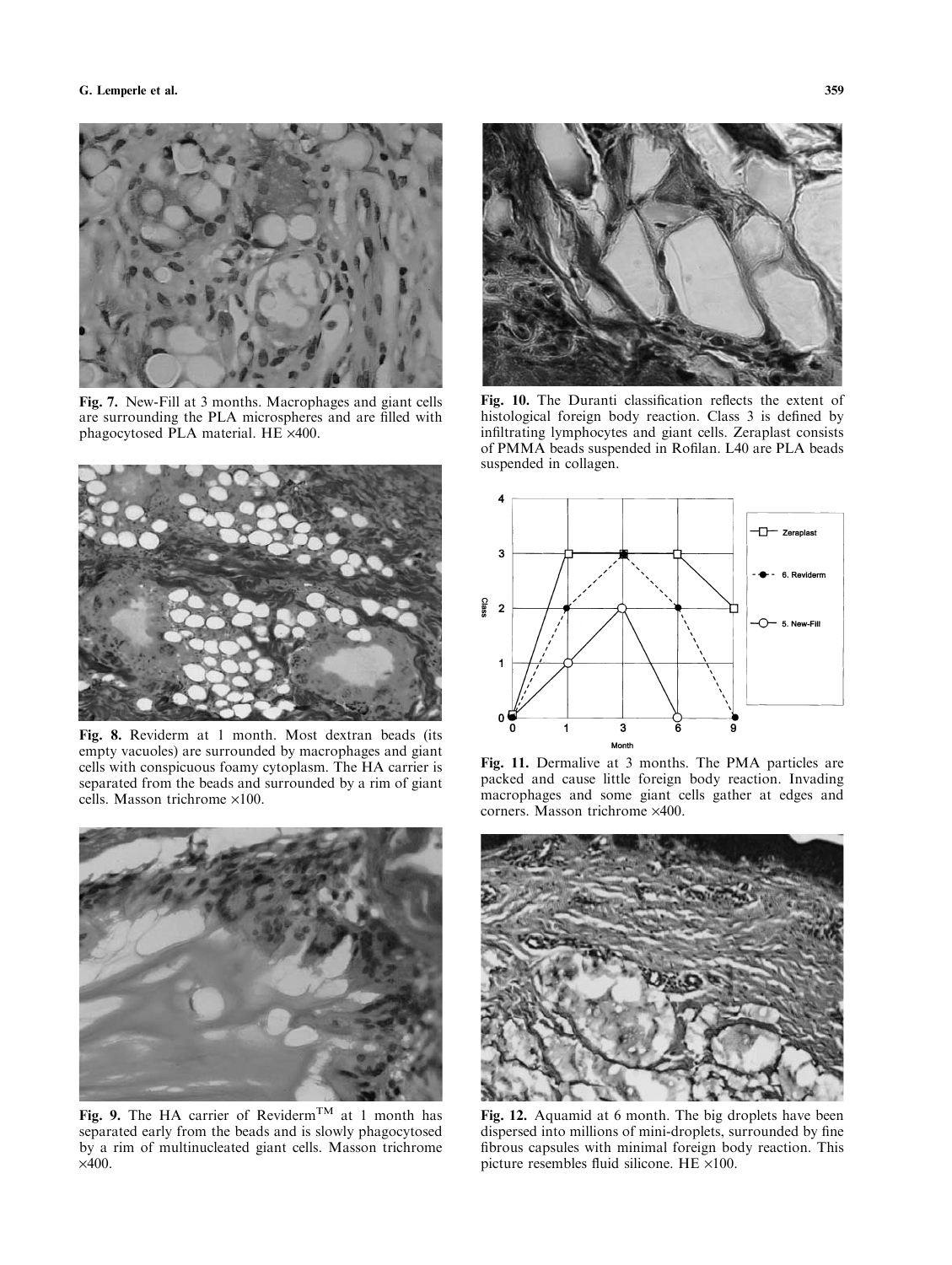**Fig. 7.** New-Fill at 3 months. Macrophages and giant cells are surrounding the PLA microspheres and are filled with phagocytosed PLA material. HE ×400.

**Fig. 8.** Reviderm at 1 month. Most dextran beads (its empty vacuoles) are surrounded by macrophages and giant cells with conspicuous foamy cytoplasm. The HA carrier is separated from the beads and surrounded by a rim of giant cells. Masson trichrome ×100.

**Fig. 9.** The HA carrier of Reviderm™ at 1 month has separated early from the beads and is slowly phagocytosed by a rim of multinucleated giant cells. Masson trichrome ×400.

**Fig. 10.** The Duranti classification reflects the extent of histological foreign body reaction. Class 3 is defined by infiltrating lymphocytes and giant cells. Zeraplast consists of PMMA beads suspended in Rofilan. L40 are PLA beads suspended in collagen.

**Fig. 11.** Dermalive at 3 months. The PMA particles are packed and cause little foreign body reaction. Invading macrophages and some giant cells gather at edges and corners. Masson trichrome ×400.

**Fig. 12.** Aquamid at 6 month. The big droplets have been dispersed into millions of mini-droplets, surrounded by fine fibrous capsules with minimal foreign body reaction. This picture resembles fluid silicone. HE ×100.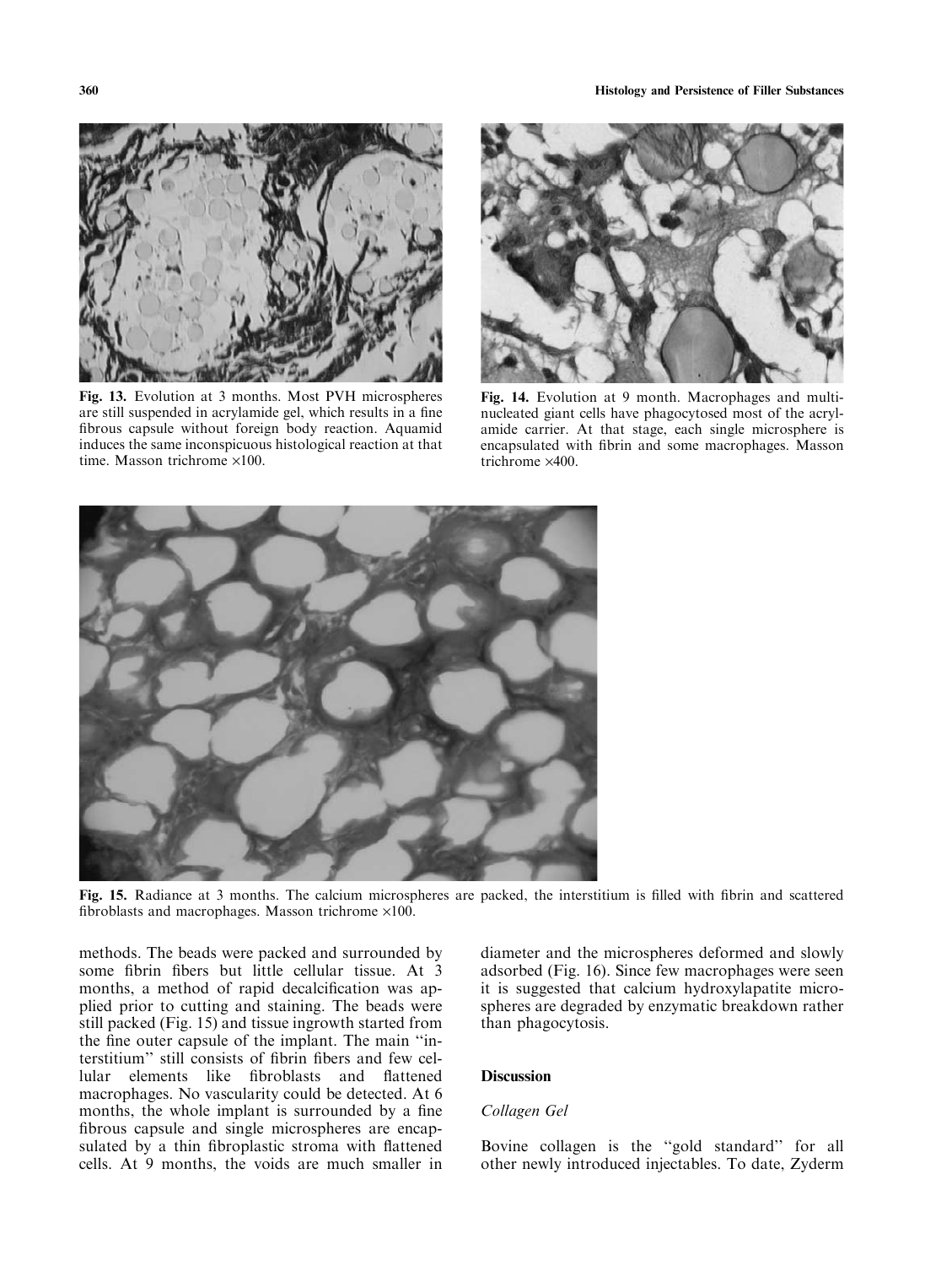Fig. 13. Evolution at 3 months. Most PVH microspheres are still suspended in acrylamide gel, which results in a fine fibrous capsule without foreign body reaction. Aquamid induces the same inconspicuous histological reaction at that time. Masson trichrome ×100.

Fig. 14. Evolution at 9 month. Macrophages and multinucleated giant cells have phagocytosed most of the acrylamide carrier. At that stage, each single microsphere is encapsulated with fibrin and some macrophages. Masson trichrome ×400.

Fig. 15. Radiance at 3 months. The calcium microspheres are packed, the interstitium is filled with fibrin and scattered fibroblasts and macrophages. Masson trichrome ×100.

methods. The beads were packed and surrounded by some fibrin fibers but little cellular tissue. At 3 months, a method of rapid decalcification was applied prior to cutting and staining. The beads were still packed (Fig. 15) and tissue ingrowth started from the fine outer capsule of the implant. The main "interstitium" still consists of fibrin fibers and few cellular elements like fibroblasts and flattened macrophages. No vascularity could be detected. At 6 months, the whole implant is surrounded by a fine fibrous capsule and single microspheres are encapsulated by a thin fibroplastic stroma with flattened cells. At 9 months, the voids are much smaller in diameter and the microspheres deformed and slowly adsorbed (Fig. 16). Since few macrophages were seen it is suggested that calcium hydroxylapatite microspheres are degraded by enzymatic breakdown rather than phagocytosis.

## Discussion

### *Collagen Gel*

Bovine collagen is the "gold standard" for all other newly introduced injectables. To date, Zyderm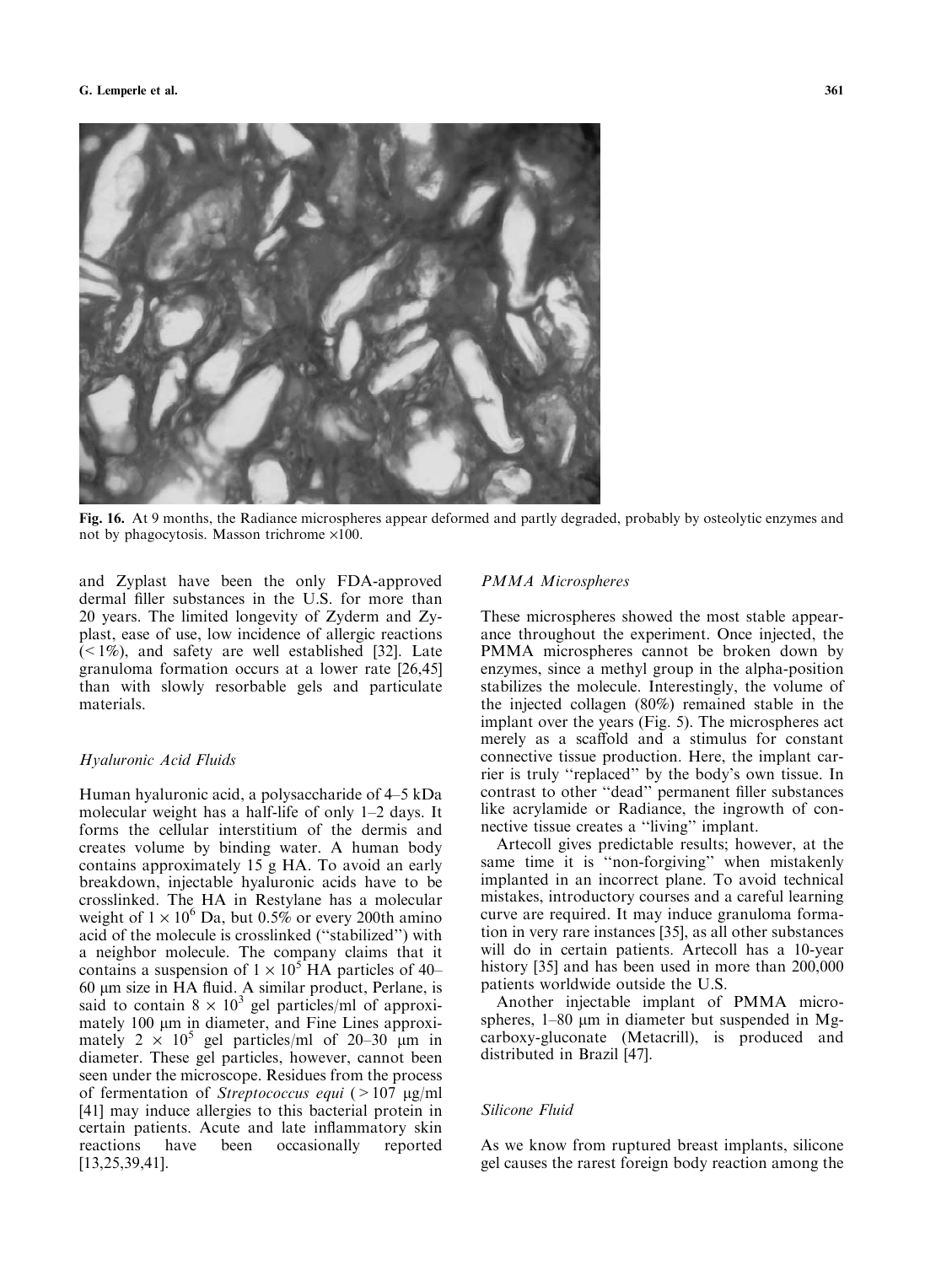Fig. 16. At 9 months, the Radiance microspheres appear deformed and partly degraded, probably by osteolytic enzymes and not by phagocytosis. Masson trichrome ×100.

and Zyplast have been the only FDA-approved dermal filler substances in the U.S. for more than 20 years. The limited longevity of Zyderm and Zyplast, ease of use, low incidence of allergic reactions (< 1%), and safety are well established [32]. Late granuloma formation occurs at a lower rate [26,45] than with slowly resorbable gels and particulate materials.

### *Hyaluronic Acid Fluids*

Human hyaluronic acid, a polysaccharide of 4–5 kDa molecular weight has a half-life of only 1–2 days. It forms the cellular interstitium of the dermis and creates volume by binding water. A human body contains approximately 15 g HA. To avoid an early breakdown, injectable hyaluronic acids have to be crosslinked. The HA in Restylane has a molecular weight of $1 \times 10^6$ Da, but 0.5% or every 200th amino acid of the molecule is crosslinked ("stabilized") with a neighbor molecule. The company claims that it contains a suspension of $1 \times 10^5$ HA particles of 40–60 μm size in HA fluid. A similar product, Perlane, is said to contain $8 \times 10^3$ gel particles/ml of approximately 100 μm in diameter, and Fine Lines approximately $2 \times 10^5$ gel particles/ml of 20–30 μm in diameter. These gel particles, however, cannot been seen under the microscope. Residues from the process of fermentation of *Streptococcus equi* (> 107 μg/ml [41] may induce allergies to this bacterial protein in certain patients. Acute and late inflammatory skin reactions have been occasionally reported [13,25,39,41].

### *PMMA Microspheres*

These microspheres showed the most stable appearance throughout the experiment. Once injected, the PMMA microspheres cannot be broken down by enzymes, since a methyl group in the alpha-position stabilizes the molecule. Interestingly, the volume of the injected collagen (80%) remained stable in the implant over the years (Fig. 5). The microspheres act merely as a scaffold and a stimulus for constant connective tissue production. Here, the implant carrier is truly "replaced" by the body's own tissue. In contrast to other "dead" permanent filler substances like acrylamide or Radiance, the ingrowth of connective tissue creates a "living" implant.

Artecoll gives predictable results; however, at the same time it is "non-forgiving" when mistakenly implanted in an incorrect plane. To avoid technical mistakes, introductory courses and a careful learning curve are required. It may induce granuloma formation in very rare instances [35], as all other substances will do in certain patients. Artecoll has a 10-year history [35] and has been used in more than 200,000 patients worldwide outside the U.S.

Another injectable implant of PMMA microspheres, 1–80 μm in diameter but suspended in Mg-carboxy-gluconate (Metacrill), is produced and distributed in Brazil [47].

### *Silicone Fluid*

As we know from ruptured breast implants, silicone gel causes the rarest foreign body reaction among the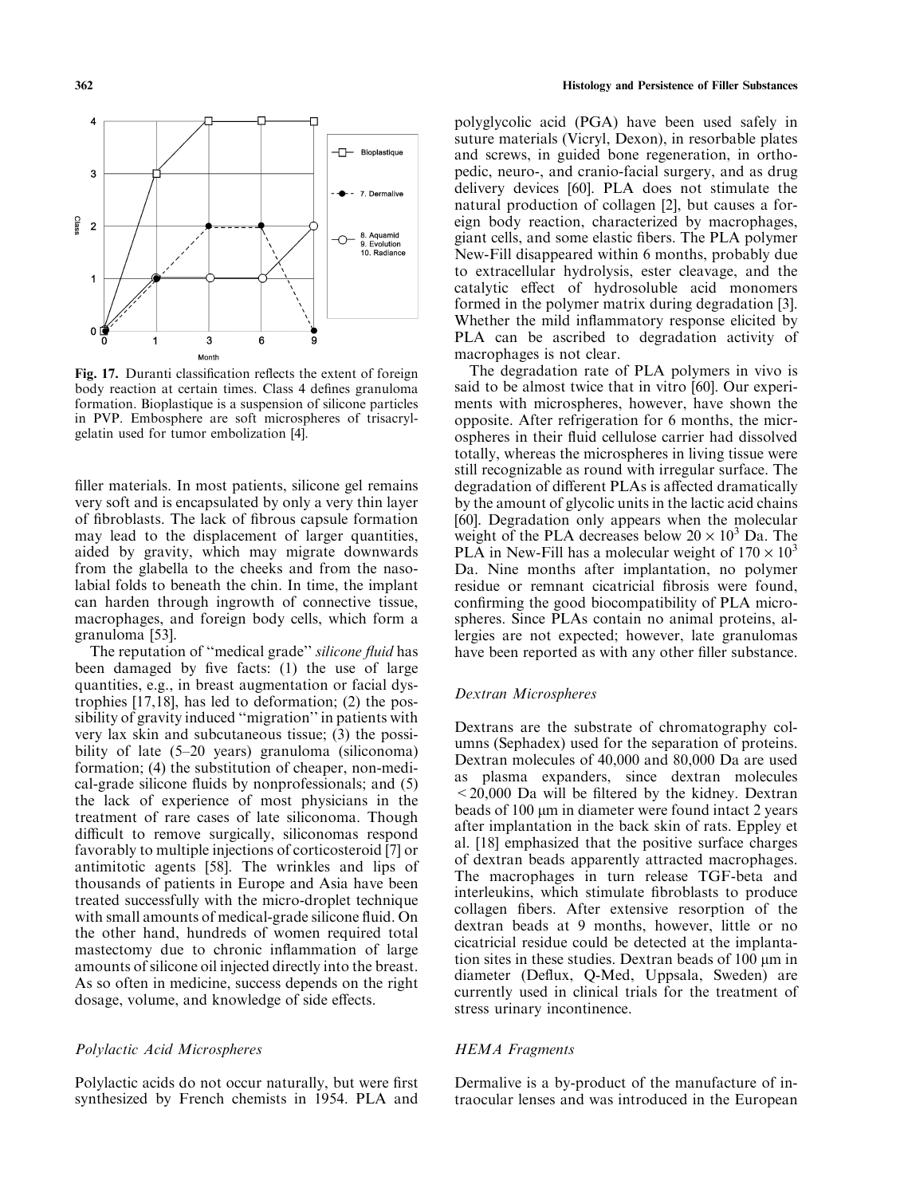Fig. 17. Duranti classification reflects the extent of foreign body reaction at certain times. Class 4 defines granuloma formation. Bioplastique is a suspension of silicone particles in PVP. Embosphere are soft microspheres of trisacryl-gelatin used for tumor embolization [4].

filler materials. In most patients, silicone gel remains very soft and is encapsulated by only a very thin layer of fibroblasts. The lack of fibrous capsule formation may lead to the displacement of larger quantities, aided by gravity, which may migrate downwards from the glabella to the cheeks and from the nasolabial folds to beneath the chin. In time, the implant can harden through ingrowth of connective tissue, macrophages, and foreign body cells, which form a granuloma [53].

The reputation of "medical grade" *silicone fluid* has been damaged by five facts: (1) the use of large quantities, e.g., in breast augmentation or facial dystrophies [17,18], has led to deformation; (2) the possibility of gravity induced "migration" in patients with very lax skin and subcutaneous tissue; (3) the possibility of late (5–20 years) granuloma (siliconoma) formation; (4) the substitution of cheaper, non-medical-grade silicone fluids by nonprofessionals; and (5) the lack of experience of most physicians in the treatment of rare cases of late siliconoma. Though difficult to remove surgically, siliconomas respond favorably to multiple injections of corticosteroid [7] or antimitotic agents [58]. The wrinkles and lips of thousands of patients in Europe and Asia have been treated successfully with the micro-droplet technique with small amounts of medical-grade silicone fluid. On the other hand, hundreds of women required total mastectomy due to chronic inflammation of large amounts of silicone oil injected directly into the breast. As so often in medicine, success depends on the right dosage, volume, and knowledge of side effects.

### *Polylactic Acid Microspheres*

Polylactic acids do not occur naturally, but were first synthesized by French chemists in 1954. PLA and polyglycolic acid (PGA) have been used safely in suture materials (Vicryl, Dexon), in resorbable plates and screws, in guided bone regeneration, in orthopedic, neuro-, and cranio-facial surgery, and as drug delivery devices [60]. PLA does not stimulate the natural production of collagen [2], but causes a foreign body reaction, characterized by macrophages, giant cells, and some elastic fibers. The PLA polymer New-Fill disappeared within 6 months, probably due to extracellular hydrolysis, ester cleavage, and the catalytic effect of hydrosoluble acid monomers formed in the polymer matrix during degradation [3]. Whether the mild inflammatory response elicited by PLA can be ascribed to degradation activity of macrophages is not clear.

The degradation rate of PLA polymers in vivo is said to be almost twice that in vitro [60]. Our experiments with microspheres, however, have shown the opposite. After refrigeration for 6 months, the microspheres in their fluid cellulose carrier had dissolved totally, whereas the microspheres in living tissue were still recognizable as round with irregular surface. The degradation of different PLAs is affected dramatically by the amount of glycolic units in the lactic acid chains [60]. Degradation only appears when the molecular weight of the PLA decreases below $20 \times 10^3$ Da. The PLA in New-Fill has a molecular weight of $170 \times 10^3$ Da. Nine months after implantation, no polymer residue or remnant cicatricial fibrosis were found, confirming the good biocompatibility of PLA microspheres. Since PLAs contain no animal proteins, allergies are not expected; however, late granulomas have been reported as with any other filler substance.

### *Dextran Microspheres*

Dextrans are the substrate of chromatography columns (Sephadex) used for the separation of proteins. Dextran molecules of 40,000 and 80,000 Da are used as plasma expanders, since dextran molecules <20,000 Da will be filtered by the kidney. Dextran beads of 100 μm in diameter were found intact 2 years after implantation in the back skin of rats. Eppley et al. [18] emphasized that the positive surface charges of dextran beads apparently attracted macrophages. The macrophages in turn release TGF-beta and interleukins, which stimulate fibroblasts to produce collagen fibers. After extensive resorption of the dextran beads at 9 months, however, little or no cicatricial residue could be detected at the implantation sites in these studies. Dextran beads of 100 μm in diameter (Deflux, Q-Med, Uppsala, Sweden) are currently used in clinical trials for the treatment of stress urinary incontinence.

### *HEMA Fragments*

Dermalive is a by-product of the manufacture of intraocular lenses and was introduced in the European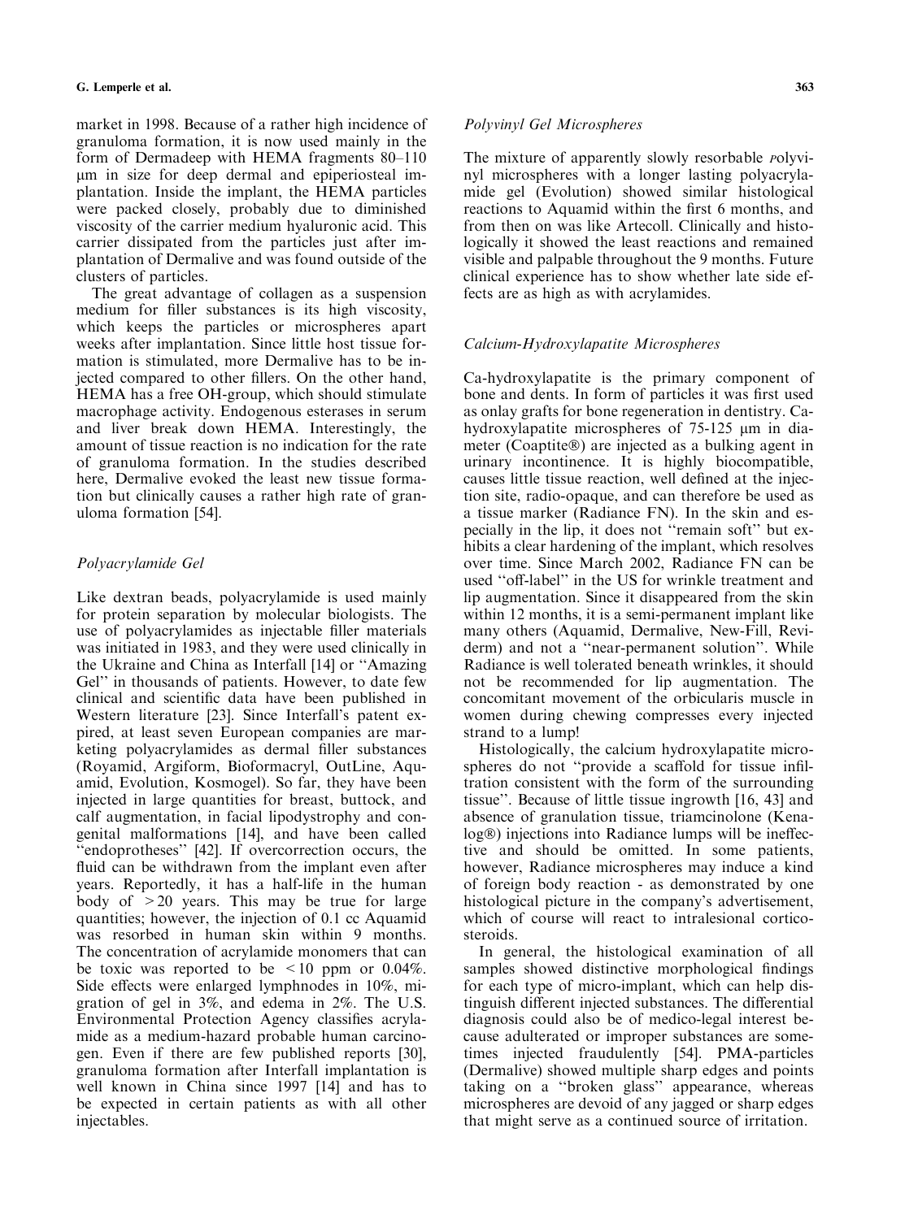market in 1998. Because of a rather high incidence of granuloma formation, it is now used mainly in the form of Dermadeep with HEMA fragments 80–110 μm in size for deep dermal and epiperiosteal implantation. Inside the implant, the HEMA particles were packed closely, probably due to diminished viscosity of the carrier medium hyaluronic acid. This carrier dissipated from the particles just after implantation of Dermalive and was found outside of the clusters of particles.

The great advantage of collagen as a suspension medium for filler substances is its high viscosity, which keeps the particles or microspheres apart weeks after implantation. Since little host tissue formation is stimulated, more Dermalive has to be injected compared to other fillers. On the other hand, HEMA has a free OH-group, which should stimulate macrophage activity. Endogenous esterases in serum and liver break down HEMA. Interestingly, the amount of tissue reaction is no indication for the rate of granuloma formation. In the studies described here, Dermalive evoked the least new tissue formation but clinically causes a rather high rate of granuloma formation [54].

### *Polyacrylamide Gel*

Like dextran beads, polyacrylamide is used mainly for protein separation by molecular biologists. The use of polyacrylamides as injectable filler materials was initiated in 1983, and they were used clinically in the Ukraine and China as Interfall [14] or ''Amazing Gel'' in thousands of patients. However, to date few clinical and scientific data have been published in Western literature [23]. Since Interfall's patent expired, at least seven European companies are marketing polyacrylamides as dermal filler substances (Royamid, Argiform, Bioformacryl, OutLine, Aquamid, Evolution, Kosmogel). So far, they have been injected in large quantities for breast, buttock, and calf augmentation, in facial lipodystrophy and congenital malformations [14], and have been called ''endoprotheses'' [42]. If overcorrection occurs, the fluid can be withdrawn from the implant even after years. Reportedly, it has a half-life in the human body of >20 years. This may be true for large quantities; however, the injection of 0.1 cc Aquamid was resorbed in human skin within 9 months. The concentration of acrylamide monomers that can be toxic was reported to be <10 ppm or 0.04%. Side effects were enlarged lymphnodes in 10%, migration of gel in 3%, and edema in 2%. The U.S. Environmental Protection Agency classifies acrylamide as a medium-hazard probable human carcinogen. Even if there are few published reports [30], granuloma formation after Interfall implantation is well known in China since 1997 [14] and has to be expected in certain patients as with all other injectables.

### *Polyvinyl Gel Microspheres*

The mixture of apparently slowly resorbable *p*olyvinyl microspheres with a longer lasting polyacrylamide gel (Evolution) showed similar histological reactions to Aquamid within the first 6 months, and from then on was like Artecoll. Clinically and histologically it showed the least reactions and remained visible and palpable throughout the 9 months. Future clinical experience has to show whether late side effects are as high as with acrylamides.

### *Calcium-Hydroxylapatite Microspheres*

Ca-hydroxylapatite is the primary component of bone and dents. In form of particles it was first used as onlay grafts for bone regeneration in dentistry. Ca-hydroxylapatite microspheres of 75-125 μm in diameter (Coaptite®) are injected as a bulking agent in urinary incontinence. It is highly biocompatible, causes little tissue reaction, well defined at the injection site, radio-opaque, and can therefore be used as a tissue marker (Radiance FN). In the skin and especially in the lip, it does not ''remain soft'' but exhibits a clear hardening of the implant, which resolves over time. Since March 2002, Radiance FN can be used ''off-label'' in the US for wrinkle treatment and lip augmentation. Since it disappeared from the skin within 12 months, it is a semi-permanent implant like many others (Aquamid, Dermalive, New-Fill, Reviderm) and not a ''near-permanent solution''. While Radiance is well tolerated beneath wrinkles, it should not be recommended for lip augmentation. The concomitant movement of the orbicularis muscle in women during chewing compresses every injected strand to a lump!

Histologically, the calcium hydroxylapatite microspheres do not ''provide a scaffold for tissue infiltration consistent with the form of the surrounding tissue''. Because of little tissue ingrowth [16, 43] and absence of granulation tissue, triamcinolone (Kenalog®) injections into Radiance lumps will be ineffective and should be omitted. In some patients, however, Radiance microspheres may induce a kind of foreign body reaction - as demonstrated by one histological picture in the company's advertisement, which of course will react to intralesional corticosteroids.

In general, the histological examination of all samples showed distinctive morphological findings for each type of micro-implant, which can help distinguish different injected substances. The differential diagnosis could also be of medico-legal interest because adulterated or improper substances are sometimes injected fraudulently [54]. PMA-particles (Dermalive) showed multiple sharp edges and points taking on a ''broken glass'' appearance, whereas microspheres are devoid of any jagged or sharp edges that might serve as a continued source of irritation.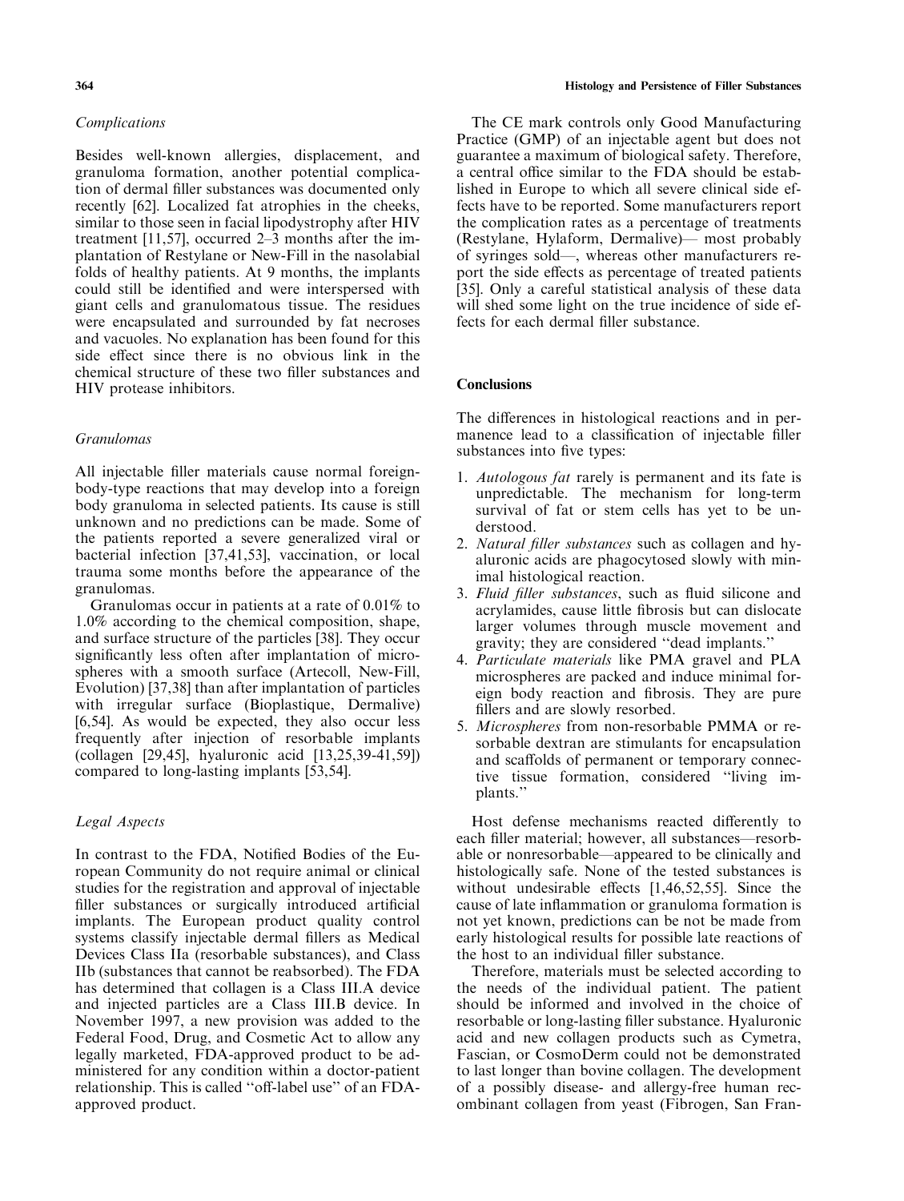*Complications*

Besides well-known allergies, displacement, and granuloma formation, another potential complication of dermal filler substances was documented only recently [62]. Localized fat atrophies in the cheeks, similar to those seen in facial lipodystrophy after HIV treatment [11,57], occurred 2–3 months after the implantation of Restylane or New-Fill in the nasolabial folds of healthy patients. At 9 months, the implants could still be identified and were interspersed with giant cells and granulomatous tissue. The residues were encapsulated and surrounded by fat necroses and vacuoles. No explanation has been found for this side effect since there is no obvious link in the chemical structure of these two filler substances and HIV protease inhibitors.

*Granulomas*

All injectable filler materials cause normal foreign-body-type reactions that may develop into a foreign body granuloma in selected patients. Its cause is still unknown and no predictions can be made. Some of the patients reported a severe generalized viral or bacterial infection [37,41,53], vaccination, or local trauma some months before the appearance of the granulomas.

Granulomas occur in patients at a rate of 0.01% to 1.0% according to the chemical composition, shape, and surface structure of the particles [38]. They occur significantly less often after implantation of microspheres with a smooth surface (Artecoll, New-Fill, Evolution) [37,38] than after implantation of particles with irregular surface (Bioplastique, Dermalive) [6,54]. As would be expected, they also occur less frequently after injection of resorbable implants (collagen [29,45], hyaluronic acid [13,25,39-41,59]) compared to long-lasting implants [53,54].

*Legal Aspects*

In contrast to the FDA, Notified Bodies of the European Community do not require animal or clinical studies for the registration and approval of injectable filler substances or surgically introduced artificial implants. The European product quality control systems classify injectable dermal fillers as Medical Devices Class IIa (resorbable substances), and Class IIb (substances that cannot be reabsorbed). The FDA has determined that collagen is a Class III.A device and injected particles are a Class III.B device. In November 1997, a new provision was added to the Federal Food, Drug, and Cosmetic Act to allow any legally marketed, FDA-approved product to be administered for any condition within a doctor-patient relationship. This is called "off-label use" of an FDA-approved product.

The CE mark controls only Good Manufacturing Practice (GMP) of an injectable agent but does not guarantee a maximum of biological safety. Therefore, a central office similar to the FDA should be established in Europe to which all severe clinical side effects have to be reported. Some manufacturers report the complication rates as a percentage of treatments (Restylane, Hylaform, Dermalive)— most probably of syringes sold—, whereas other manufacturers report the side effects as percentage of treated patients [35]. Only a careful statistical analysis of these data will shed some light on the true incidence of side effects for each dermal filler substance.

## Conclusions

The differences in histological reactions and in permanence lead to a classification of injectable filler substances into five types:

1. *Autologous fat* rarely is permanent and its fate is unpredictable. The mechanism for long-term survival of fat or stem cells has yet to be understood.
2. *Natural filler substances* such as collagen and hyaluronic acids are phagocytosed slowly with minimal histological reaction.
3. *Fluid filler substances*, such as fluid silicone and acrylamides, cause little fibrosis but can dislocate larger volumes through muscle movement and gravity; they are considered "dead implants."
4. *Particulate materials* like PMA gravel and PLA microspheres are packed and induce minimal foreign body reaction and fibrosis. They are pure fillers and are slowly resorbed.
5. *Microspheres* from non-resorbable PMMA or resorbable dextran are stimulants for encapsulation and scaffolds of permanent or temporary connective tissue formation, considered "living implants."

Host defense mechanisms reacted differently to each filler material; however, all substances—resorbable or nonresorbable—appeared to be clinically and histologically safe. None of the tested substances is without undesirable effects [1,46,52,55]. Since the cause of late inflammation or granuloma formation is not yet known, predictions can be not be made from early histological results for possible late reactions of the host to an individual filler substance.

Therefore, materials must be selected according to the needs of the individual patient. The patient should be informed and involved in the choice of resorbable or long-lasting filler substance. Hyaluronic acid and new collagen products such as Cymetra, Fascian, or CosmoDerm could not be demonstrated to last longer than bovine collagen. The development of a possibly disease- and allergy-free human recombinant collagen from yeast (Fibrogen, San Fran-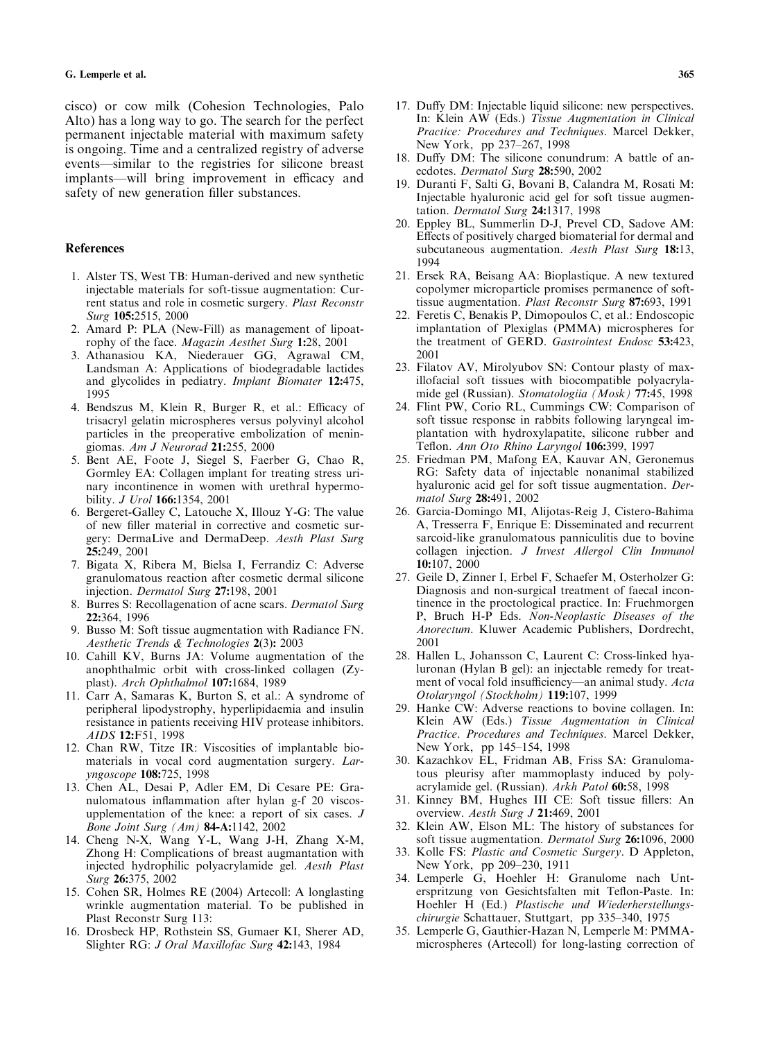cisco) or cow milk (Cohesion Technologies, Palo Alto) has a long way to go. The search for the perfect permanent injectable material with maximum safety is ongoing. Time and a centralized registry of adverse events—similar to the registries for silicone breast implants—will bring improvement in efficacy and safety of new generation filler substances.

## References

1. Alster TS, West TB: Human-derived and new synthetic injectable materials for soft-tissue augmentation: Current status and role in cosmetic surgery. *Plast Reconstr Surg* **105:**2515, 2000
2. Amard P: PLA (New-Fill) as management of lipoatrophy of the face. *Magazin Aesthet Surg* **1:**28, 2001
3. Athanasiou KA, Niederauer GG, Agrawal CM, Landsman A: Applications of biodegradable lactides and glycolides in pediatry. *Implant Biomater* **12:**475, 1995
4. Bendszus M, Klein R, Burger R, et al.: Efficacy of trisacryl gelatin microspheres versus polyvinyl alcohol particles in the preoperative embolization of meningiomas. *Am J Neurorad* **21:**255, 2000
5. Bent AE, Foote J, Siegel S, Faerber G, Chao R, Gormley EA: Collagen implant for treating stress urinary incontinence in women with urethral hypermobility. *J Urol* **166:**1354, 2001
6. Bergeret-Galley C, Latouche X, Illouz Y-G: The value of new filler material in corrective and cosmetic surgery: DermaLive and DermaDeep. *Aesth Plast Surg* **25:**249, 2001
7. Bigata X, Ribera M, Bielsa I, Ferrandiz C: Adverse granulomatous reaction after cosmetic dermal silicone injection. *Dermatol Surg* **27:**198, 2001
8. Burres S: Recollagenation of acne scars. *Dermatol Surg* **22:**364, 1996
9. Busso M: Soft tissue augmentation with Radiance FN. *Aesthetic Trends & Technologies* **2**(3)**:** 2003
10. Cahill KV, Burns JA: Volume augmentation of the anophthalmic orbit with cross-linked collagen (Zyplast). *Arch Ophthalmol* **107:**1684, 1989
11. Carr A, Samaras K, Burton S, et al.: A syndrome of peripheral lipodystrophy, hyperlipidaemia and insulin resistance in patients receiving HIV protease inhibitors. *AIDS* **12:**F51, 1998
12. Chan RW, Titze IR: Viscosities of implantable biomaterials in vocal cord augmentation surgery. *Laryngoscope* **108:**725, 1998
13. Chen AL, Desai P, Adler EM, Di Cesare PE: Granulomatous inflammation after hylan g-f 20 viscosupplementation of the knee: a report of six cases. *J Bone Joint Surg (Am)* **84-A:**1142, 2002
14. Cheng N-X, Wang Y-L, Wang J-H, Zhang X-M, Zhong H: Complications of breast augmentation with injected hydrophilic polyacrylamide gel. *Aesth Plast Surg* **26:**375, 2002
15. Cohen SR, Holmes RE (2004) Artecoll: A longlasting wrinkle augmentation material. To be published in Plast Reconstr Surg 113:
16. Drosbeck HP, Rothstein SS, Gumaer KI, Sherer AD, Slighter RG: *J Oral Maxillofac Surg* **42:**143, 1984
17. Duffy DM: Injectable liquid silicone: new perspectives. In: Klein AW (Eds.) *Tissue Augmentation in Clinical Practice: Procedures and Techniques*. Marcel Dekker, New York, pp 237–267, 1998
18. Duffy DM: The silicone conundrum: A battle of anecdotes. *Dermatol Surg* **28:**590, 2002
19. Duranti F, Salti G, Bovani B, Calandra M, Rosati M: Injectable hyaluronic acid gel for soft tissue augmentation. *Dermatol Surg* **24:**1317, 1998
20. Eppley BL, Summerlin D-J, Prevel CD, Sadove AM: Effects of positively charged biomaterial for dermal and subcutaneous augmentation. *Aesth Plast Surg* **18:**13, 1994
21. Ersek RA, Beisang AA: Bioplastique. A new textured copolymer microparticle promises permanence of soft-tissue augmentation. *Plast Reconstr Surg* **87:**693, 1991
22. Feretis C, Benakis P, Dimopoulos C, et al.: Endoscopic implantation of Plexiglas (PMMA) microspheres for the treatment of GERD. *Gastrointest Endosc* **53:**423, 2001
23. Filatov AV, Mirolyubov SN: Contour plasty of maxillofacial soft tissues with biocompatible polyacrylamide gel (Russian). *Stomatologiia (Mosk)* **77:**45, 1998
24. Flint PW, Corio RL, Cummings CW: Comparison of soft tissue response in rabbits following laryngeal implantation with hydroxylapatite, silicone rubber and Teflon. *Ann Oto Rhino Laryngol* **106:**399, 1997
25. Friedman PM, Mafong EA, Kauvar AN, Geronemus RG: Safety data of injectable nonanimal stabilized hyaluronic acid gel for soft tissue augmentation. *Dermatol Surg* **28:**491, 2002
26. Garcia-Domingo MI, Alijotas-Reig J, Cistero-Bahima A, Tresserra F, Enrique E: Disseminated and recurrent sarcoid-like granulomatous panniculitis due to bovine collagen injection. *J Invest Allergol Clin Immunol* **10:**107, 2000
27. Geile D, Zinner I, Erbel F, Schaefer M, Osterholzer G: Diagnosis and non-surgical treatment of faecal incontinence in the proctological practice. In: Fruehmorgen P, Bruch H-P Eds. *Non-Neoplastic Diseases of the Anorectum*. Kluwer Academic Publishers, Dordrecht, 2001
28. Hallen L, Johansson C, Laurent C: Cross-linked hyaluronan (Hylan B gel): an injectable remedy for treatment of vocal fold insufficiency—an animal study. *Acta Otolaryngol (Stockholm)* **119:**107, 1999
29. Hanke CW: Adverse reactions to bovine collagen. In: Klein AW (Eds.) *Tissue Augmentation in Clinical Practice. Procedures and Techniques*. Marcel Dekker, New York, pp 145–154, 1998
30. Kazachkov EL, Fridman AB, Friss SA: Granulomatous pleurisy after mammoplasty induced by polyacrylamide gel. (Russian). *Arkh Patol* **60:**58, 1998
31. Kinney BM, Hughes III CE: Soft tissue fillers: An overview. *Aesth Surg J* **21:**469, 2001
32. Klein AW, Elson ML: The history of substances for soft tissue augmentation. *Dermatol Surg* **26:**1096, 2000
33. Kolle FS: *Plastic and Cosmetic Surgery*. D Appleton, New York, pp 209–230, 1911
34. Lemperle G, Hoehler H: Granulome nach Unterspritzung von Gesichtsfalten mit Teflon-Paste. In: Hoehler H (Ed.) *Plastische und Wiederherstellungschirurgie* Schattauer, Stuttgart, pp 335–340, 1975
35. Lemperle G, Gauthier-Hazan N, Lemperle M: PMMA-microspheres (Artecoll) for long-lasting correction of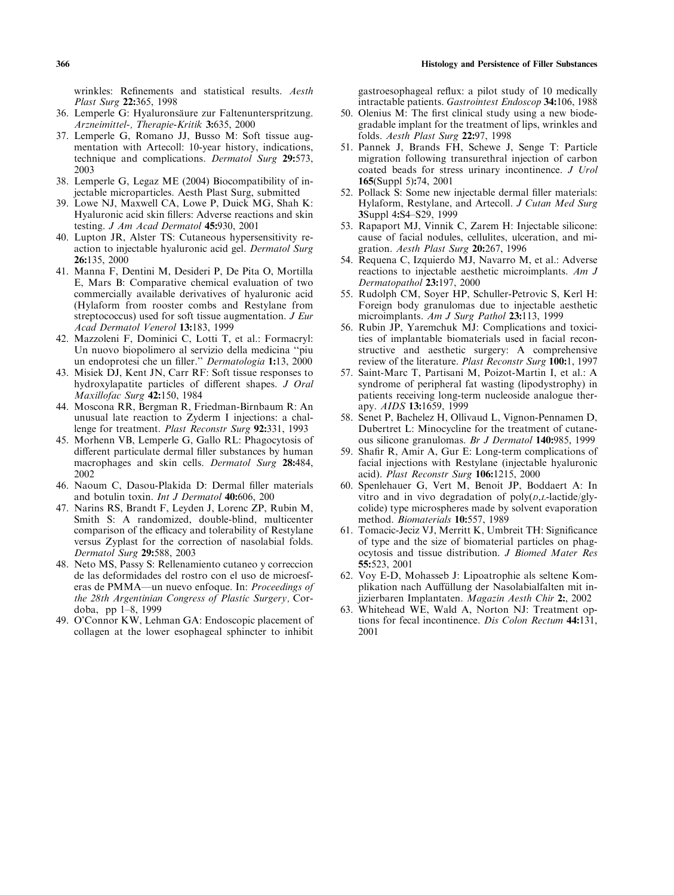wrinkles: Refinements and statistical results. *Aesth Plast Surg* **22:**365, 1998

36. Lemperle G: Hyaluronsäure zur Faltenunterspritzung. *Arzneimittel-, Therapie-Kritik* **3:**635, 2000
37. Lemperle G, Romano JJ, Busso M: Soft tissue augmentation with Artecoll: 10-year history, indications, technique and complications. *Dermatol Surg* **29:**573, 2003
38. Lemperle G, Legaz ME (2004) Biocompatibility of injectable microparticles. Aesth Plast Surg, submitted
39. Lowe NJ, Maxwell CA, Lowe P, Duick MG, Shah K: Hyaluronic acid skin fillers: Adverse reactions and skin testing. *J Am Acad Dermatol* **45:**930, 2001
40. Lupton JR, Alster TS: Cutaneous hypersensitivity reaction to injectable hyaluronic acid gel. *Dermatol Surg* **26:**135, 2000
41. Manna F, Dentini M, Desideri P, De Pita O, Mortilla E, Mars B: Comparative chemical evaluation of two commercially available derivatives of hyaluronic acid (Hylaform from rooster combs and Restylane from streptococcus) used for soft tissue augmentation. *J Eur Acad Dermatol Venerol* **13:**183, 1999
42. Mazzoleni F, Dominici C, Lotti T, et al.: Formacryl: Un nuovo biopolimero al servizio della medicina ''piu un endoprotesi che un filler.'' *Dermatologia* **1:**13, 2000
43. Misiek DJ, Kent JN, Carr RF: Soft tissue responses to hydroxylapatite particles of different shapes. *J Oral Maxillofac Surg* **42:**150, 1984
44. Moscona RR, Bergman R, Friedman-Birnbaum R: An unusual late reaction to Zyderm I injections: a challenge for treatment. *Plast Reconstr Surg* **92:**331, 1993
45. Morhenn VB, Lemperle G, Gallo RL: Phagocytosis of different particulate dermal filler substances by human macrophages and skin cells. *Dermatol Surg* **28:**484, 2002
46. Naoum C, Dasou-Plakida D: Dermal filler materials and botulin toxin. *Int J Dermatol* **40:**606, 200
47. Narins RS, Brandt F, Leyden J, Lorenc ZP, Rubin M, Smith S: A randomized, double-blind, multicenter comparison of the efficacy and tolerability of Restylane versus Zyplast for the correction of nasolabial folds. *Dermatol Surg* **29:**588, 2003
48. Neto MS, Passy S: Rellenamiento cutaneo y correccion de las deformidades del rostro con el uso de microesferas de PMMA—un nuevo enfoque. In: *Proceedings of the 28th Argentinian Congress of Plastic Surgery,* Cordoba, pp 1–8, 1999
49. O'Connor KW, Lehman GA: Endoscopic placement of collagen at the lower esophageal sphincter to inhibit gastroesophageal reflux: a pilot study of 10 medically intractable patients. *Gastrointest Endoscop* **34:**106, 1988
50. Olenius M: The first clinical study using a new biodegradable implant for the treatment of lips, wrinkles and folds. *Aesth Plast Surg* **22:**97, 1998
51. Pannek J, Brands FH, Schewe J, Senge T: Particle migration following transurethral injection of carbon coated beads for stress urinary incontinence. *J Urol* **165**(Suppl 5)**:**74, 2001
52. Pollack S: Some new injectable dermal filler materials: Hylaform, Restylane, and Artecoll. *J Cutan Med Surg* **3**Suppl 4**:**S4–S29, 1999
53. Rapaport MJ, Vinnik C, Zarem H: Injectable silicone: cause of facial nodules, cellulites, ulceration, and migration. *Aesth Plast Surg* **20:**267, 1996
54. Requena C, Izquierdo MJ, Navarro M, et al.: Adverse reactions to injectable aesthetic microimplants. *Am J Dermatopathol* **23:**197, 2000
55. Rudolph CM, Soyer HP, Schuller-Petrovic S, Kerl H: Foreign body granulomas due to injectable aesthetic microimplants. *Am J Surg Pathol* **23:**113, 1999
56. Rubin JP, Yaremchuk MJ: Complications and toxicities of implantable biomaterials used in facial reconstructive and aesthetic surgery: A comprehensive review of the literature. *Plast Reconstr Surg* **100:**1, 1997
57. Saint-Marc T, Partisani M, Poizot-Martin I, et al.: A syndrome of peripheral fat wasting (lipodystrophy) in patients receiving long-term nucleoside analogue therapy. *AIDS* **13:**1659, 1999
58. Senet P, Bachelez H, Ollivaud L, Vignon-Pennamen D, Dubertret L: Minocycline for the treatment of cutaneous silicone granulomas. *Br J Dermatol* **140:**985, 1999
59. Shafir R, Amir A, Gur E: Long-term complications of facial injections with Restylane (injectable hyaluronic acid). *Plast Reconstr Surg* **106:**1215, 2000
60. Spenlehauer G, Vert M, Benoit JP, Boddaert A: In vitro and in vivo degradation of poly(D,L-lactide/glycolide) type microspheres made by solvent evaporation method. *Biomaterials* **10:**557, 1989
61. Tomacic-Jeciz VJ, Merritt K, Umbreit TH: Significance of type and the size of biomaterial particles on phagocytosis and tissue distribution. *J Biomed Mater Res* **55:**523, 2001
62. Voy E-D, Mohasseb J: Lipoatrophie als seltene Komplikation nach Auffüllung der Nasolabialfalten mit injizierbaren Implantaten. *Magazin Aesth Chir* **2:**, 2002
63. Whitehead WE, Wald A, Norton NJ: Treatment options for fecal incontinence. *Dis Colon Rectum* **44:**131, 2001